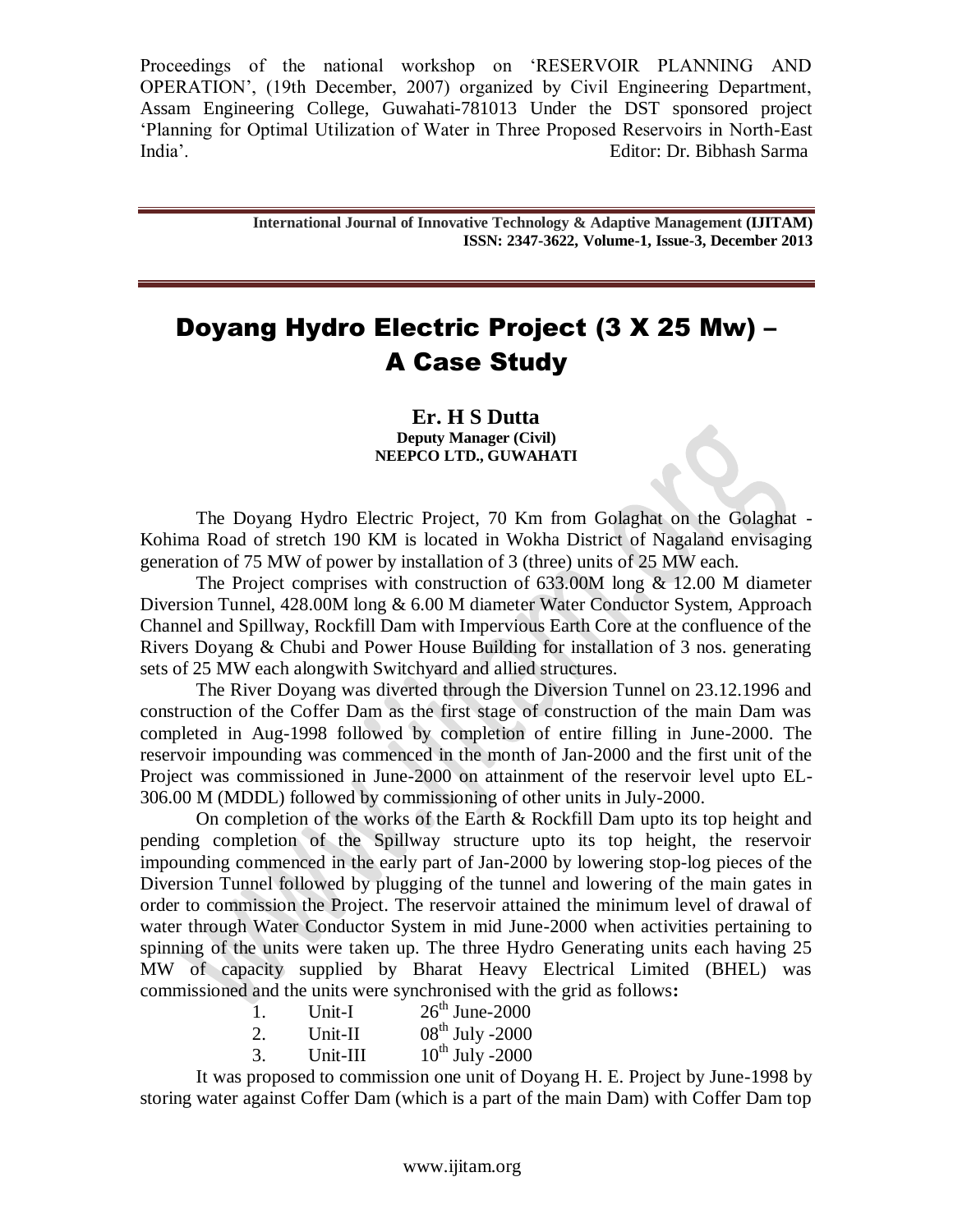Proceedings of the national workshop on 'RESERVOIR PLANNING AND OPERATION', (19th December, 2007) organized by Civil Engineering Department, Assam Engineering College, Guwahati-781013 Under the DST sponsored project 'Planning for Optimal Utilization of Water in Three Proposed Reservoirs in North-East India'. Editor: Dr. Bibhash Sarma

**International Journal of Innovative Technology & Adaptive Management (IJITAM)**
**ISSN: 2347-3622, Volume-1, Issue-3, December 2013**

# Doyang Hydro Electric Project (3 X 25 Mw) – A Case Study

**Er. H S Dutta**
**Deputy Manager (Civil)**
**NEEPCO LTD., GUWAHATI**

The Doyang Hydro Electric Project, 70 Km from Golaghat on the Golaghat - Kohima Road of stretch 190 KM is located in Wokha District of Nagaland envisaging generation of 75 MW of power by installation of 3 (three) units of 25 MW each.

The Project comprises with construction of 633.00M long & 12.00 M diameter Diversion Tunnel, 428.00M long & 6.00 M diameter Water Conductor System, Approach Channel and Spillway, Rockfill Dam with Impervious Earth Core at the confluence of the Rivers Doyang & Chubi and Power House Building for installation of 3 nos. generating sets of 25 MW each alongwith Switchyard and allied structures.

The River Doyang was diverted through the Diversion Tunnel on 23.12.1996 and construction of the Coffer Dam as the first stage of construction of the main Dam was completed in Aug-1998 followed by completion of entire filling in June-2000. The reservoir impounding was commenced in the month of Jan-2000 and the first unit of the Project was commissioned in June-2000 on attainment of the reservoir level upto EL-306.00 M (MDDL) followed by commissioning of other units in July-2000.

On completion of the works of the Earth & Rockfill Dam upto its top height and pending completion of the Spillway structure upto its top height, the reservoir impounding commenced in the early part of Jan-2000 by lowering stop-log pieces of the Diversion Tunnel followed by plugging of the tunnel and lowering of the main gates in order to commission the Project. The reservoir attained the minimum level of drawal of water through Water Conductor System in mid June-2000 when activities pertaining to spinning of the units were taken up. The three Hydro Generating units each having 25 MW of capacity supplied by Bharat Heavy Electrical Limited (BHEL) was commissioned and the units were synchronised with the grid as follows**:**

1. Unit-I 26th June-2000
2. Unit-II 08th July -2000
3. Unit-III 10th July -2000

It was proposed to commission one unit of Doyang H. E. Project by June-1998 by storing water against Coffer Dam (which is a part of the main Dam) with Coffer Dam top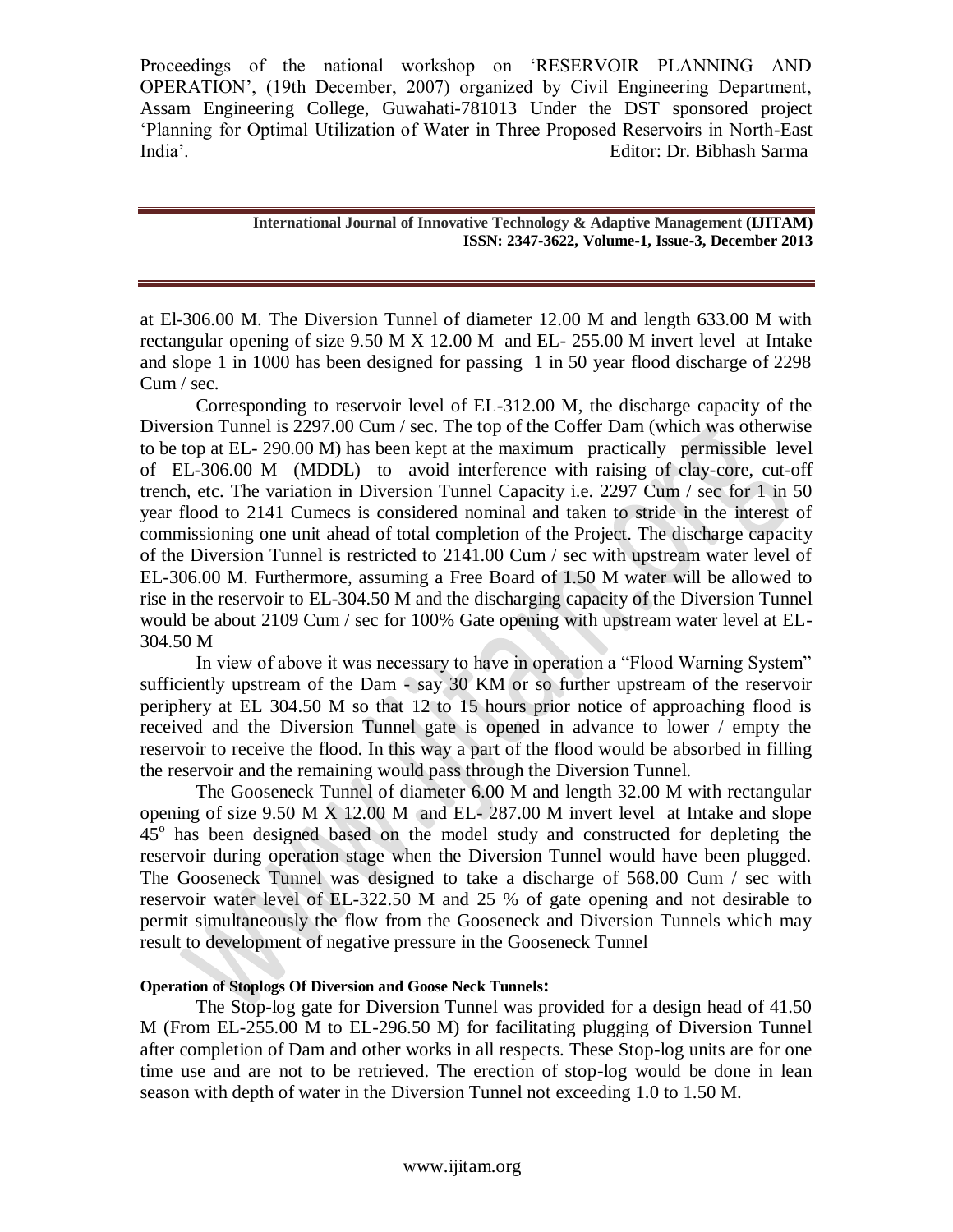at El-306.00 M. The Diversion Tunnel of diameter 12.00 M and length 633.00 M with rectangular opening of size 9.50 M X 12.00 M and EL- 255.00 M invert level at Intake and slope 1 in 1000 has been designed for passing 1 in 50 year flood discharge of 2298 Cum / sec.

Corresponding to reservoir level of EL-312.00 M, the discharge capacity of the Diversion Tunnel is 2297.00 Cum / sec. The top of the Coffer Dam (which was otherwise to be top at EL- 290.00 M) has been kept at the maximum practically permissible level of EL-306.00 M (MDDL) to avoid interference with raising of clay-core, cut-off trench, etc. The variation in Diversion Tunnel Capacity i.e. 2297 Cum / sec for 1 in 50 year flood to 2141 Cumecs is considered nominal and taken to stride in the interest of commissioning one unit ahead of total completion of the Project. The discharge capacity of the Diversion Tunnel is restricted to 2141.00 Cum / sec with upstream water level of EL-306.00 M. Furthermore, assuming a Free Board of 1.50 M water will be allowed to rise in the reservoir to EL-304.50 M and the discharging capacity of the Diversion Tunnel would be about 2109 Cum / sec for 100% Gate opening with upstream water level at EL-304.50 M

In view of above it was necessary to have in operation a "Flood Warning System" sufficiently upstream of the Dam - say 30 KM or so further upstream of the reservoir periphery at EL 304.50 M so that 12 to 15 hours prior notice of approaching flood is received and the Diversion Tunnel gate is opened in advance to lower / empty the reservoir to receive the flood. In this way a part of the flood would be absorbed in filling the reservoir and the remaining would pass through the Diversion Tunnel.

The Gooseneck Tunnel of diameter 6.00 M and length 32.00 M with rectangular opening of size 9.50 M X 12.00 M and EL- 287.00 M invert level at Intake and slope $45^o$ has been designed based on the model study and constructed for depleting the reservoir during operation stage when the Diversion Tunnel would have been plugged. The Gooseneck Tunnel was designed to take a discharge of 568.00 Cum / sec with reservoir water level of EL-322.50 M and 25 % of gate opening and not desirable to permit simultaneously the flow from the Gooseneck and Diversion Tunnels which may result to development of negative pressure in the Gooseneck Tunnel

#### Operation of Stoplogs Of Diversion and Goose Neck Tunnels:

The Stop-log gate for Diversion Tunnel was provided for a design head of 41.50 M (From EL-255.00 M to EL-296.50 M) for facilitating plugging of Diversion Tunnel after completion of Dam and other works in all respects. These Stop-log units are for one time use and are not to be retrieved. The erection of stop-log would be done in lean season with depth of water in the Diversion Tunnel not exceeding 1.0 to 1.50 M.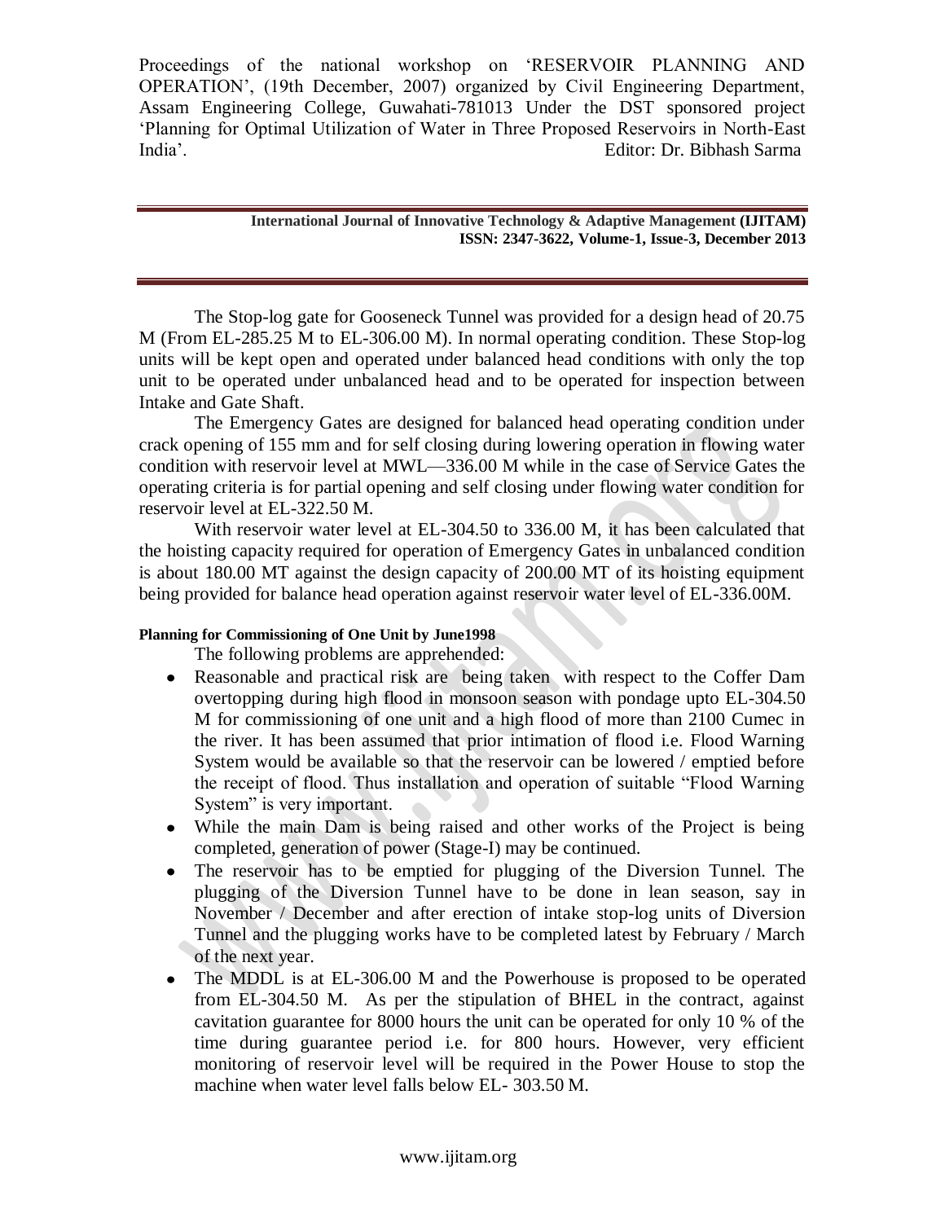The Stop-log gate for Gooseneck Tunnel was provided for a design head of 20.75 M (From EL-285.25 M to EL-306.00 M). In normal operating condition. These Stop-log units will be kept open and operated under balanced head conditions with only the top unit to be operated under unbalanced head and to be operated for inspection between Intake and Gate Shaft.

The Emergency Gates are designed for balanced head operating condition under crack opening of 155 mm and for self closing during lowering operation in flowing water condition with reservoir level at MWL—336.00 M while in the case of Service Gates the operating criteria is for partial opening and self closing under flowing water condition for reservoir level at EL-322.50 M.

With reservoir water level at EL-304.50 to 336.00 M, it has been calculated that the hoisting capacity required for operation of Emergency Gates in unbalanced condition is about 180.00 MT against the design capacity of 200.00 MT of its hoisting equipment being provided for balance head operation against reservoir water level of EL-336.00M.

**Planning for Commissioning of One Unit by June1998**

The following problems are apprehended:

- Reasonable and practical risk are being taken with respect to the Coffer Dam overtopping during high flood in monsoon season with pondage upto EL-304.50 M for commissioning of one unit and a high flood of more than 2100 Cumec in the river. It has been assumed that prior intimation of flood i.e. Flood Warning System would be available so that the reservoir can be lowered / emptied before the receipt of flood. Thus installation and operation of suitable "Flood Warning System" is very important.
- While the main Dam is being raised and other works of the Project is being completed, generation of power (Stage-I) may be continued.
- The reservoir has to be emptied for plugging of the Diversion Tunnel. The plugging of the Diversion Tunnel have to be done in lean season, say in November / December and after erection of intake stop-log units of Diversion Tunnel and the plugging works have to be completed latest by February / March of the next year.
- The MDDL is at EL-306.00 M and the Powerhouse is proposed to be operated from EL-304.50 M. As per the stipulation of BHEL in the contract, against cavitation guarantee for 8000 hours the unit can be operated for only 10 % of the time during guarantee period i.e. for 800 hours. However, very efficient monitoring of reservoir level will be required in the Power House to stop the machine when water level falls below EL- 303.50 M.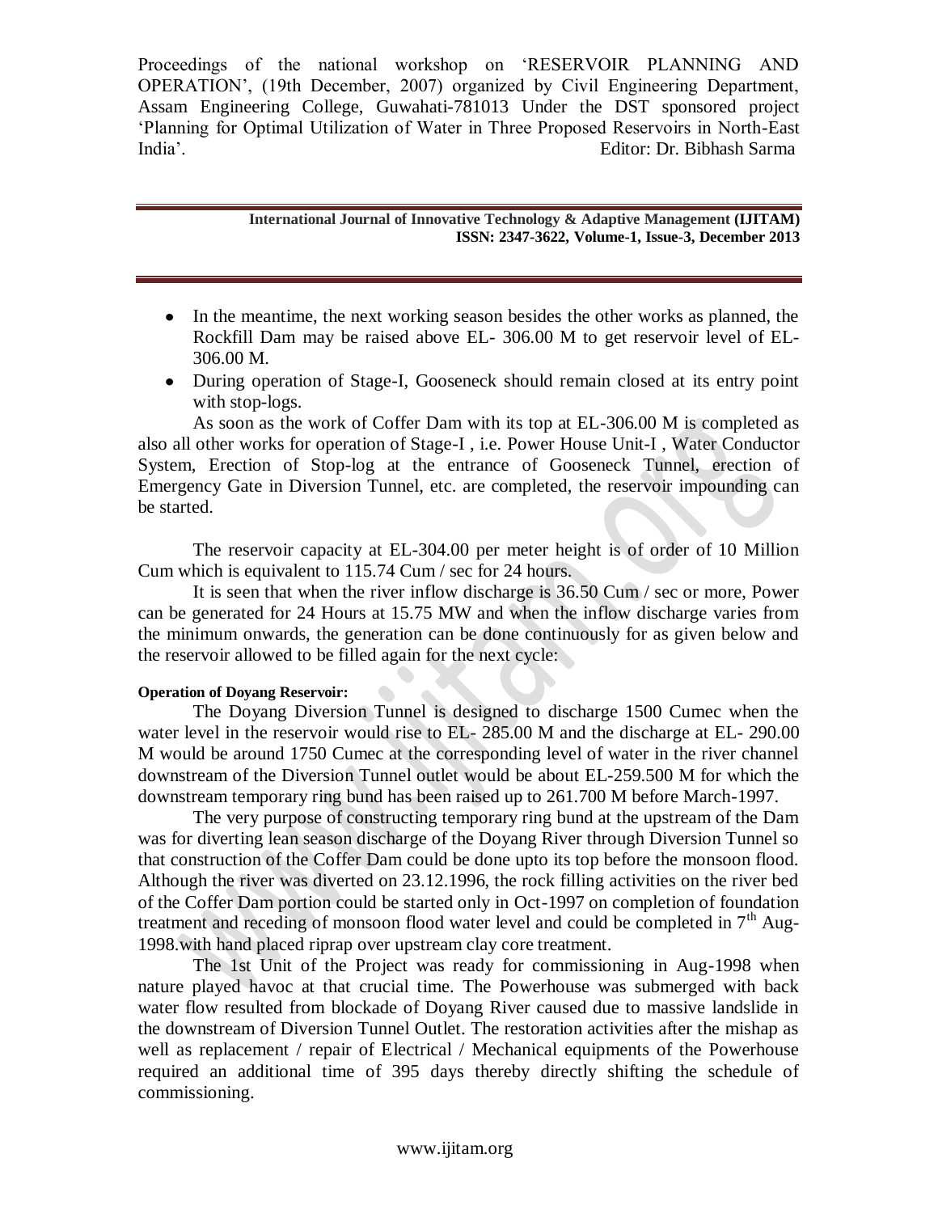- In the meantime, the next working season besides the other works as planned, the Rockfill Dam may be raised above EL- 306.00 M to get reservoir level of EL-306.00 M.
- During operation of Stage-I, Gooseneck should remain closed at its entry point with stop-logs.

As soon as the work of Coffer Dam with its top at EL-306.00 M is completed as also all other works for operation of Stage-I , i.e. Power House Unit-I , Water Conductor System, Erection of Stop-log at the entrance of Gooseneck Tunnel, erection of Emergency Gate in Diversion Tunnel, etc. are completed, the reservoir impounding can be started.

The reservoir capacity at EL-304.00 per meter height is of order of 10 Million Cum which is equivalent to 115.74 Cum / sec for 24 hours.

It is seen that when the river inflow discharge is 36.50 Cum / sec or more, Power can be generated for 24 Hours at 15.75 MW and when the inflow discharge varies from the minimum onwards, the generation can be done continuously for as given below and the reservoir allowed to be filled again for the next cycle:

**Operation of Doyang Reservoir:**

The Doyang Diversion Tunnel is designed to discharge 1500 Cumec when the water level in the reservoir would rise to EL- 285.00 M and the discharge at EL- 290.00 M would be around 1750 Cumec at the corresponding level of water in the river channel downstream of the Diversion Tunnel outlet would be about EL-259.500 M for which the downstream temporary ring bund has been raised up to 261.700 M before March-1997.

The very purpose of constructing temporary ring bund at the upstream of the Dam was for diverting lean season discharge of the Doyang River through Diversion Tunnel so that construction of the Coffer Dam could be done upto its top before the monsoon flood. Although the river was diverted on 23.12.1996, the rock filling activities on the river bed of the Coffer Dam portion could be started only in Oct-1997 on completion of foundation treatment and receding of monsoon flood water level and could be completed in 7th Aug-1998.with hand placed riprap over upstream clay core treatment.

The 1st Unit of the Project was ready for commissioning in Aug-1998 when nature played havoc at that crucial time. The Powerhouse was submerged with back water flow resulted from blockade of Doyang River caused due to massive landslide in the downstream of Diversion Tunnel Outlet. The restoration activities after the mishap as well as replacement / repair of Electrical / Mechanical equipments of the Powerhouse required an additional time of 395 days thereby directly shifting the schedule of commissioning.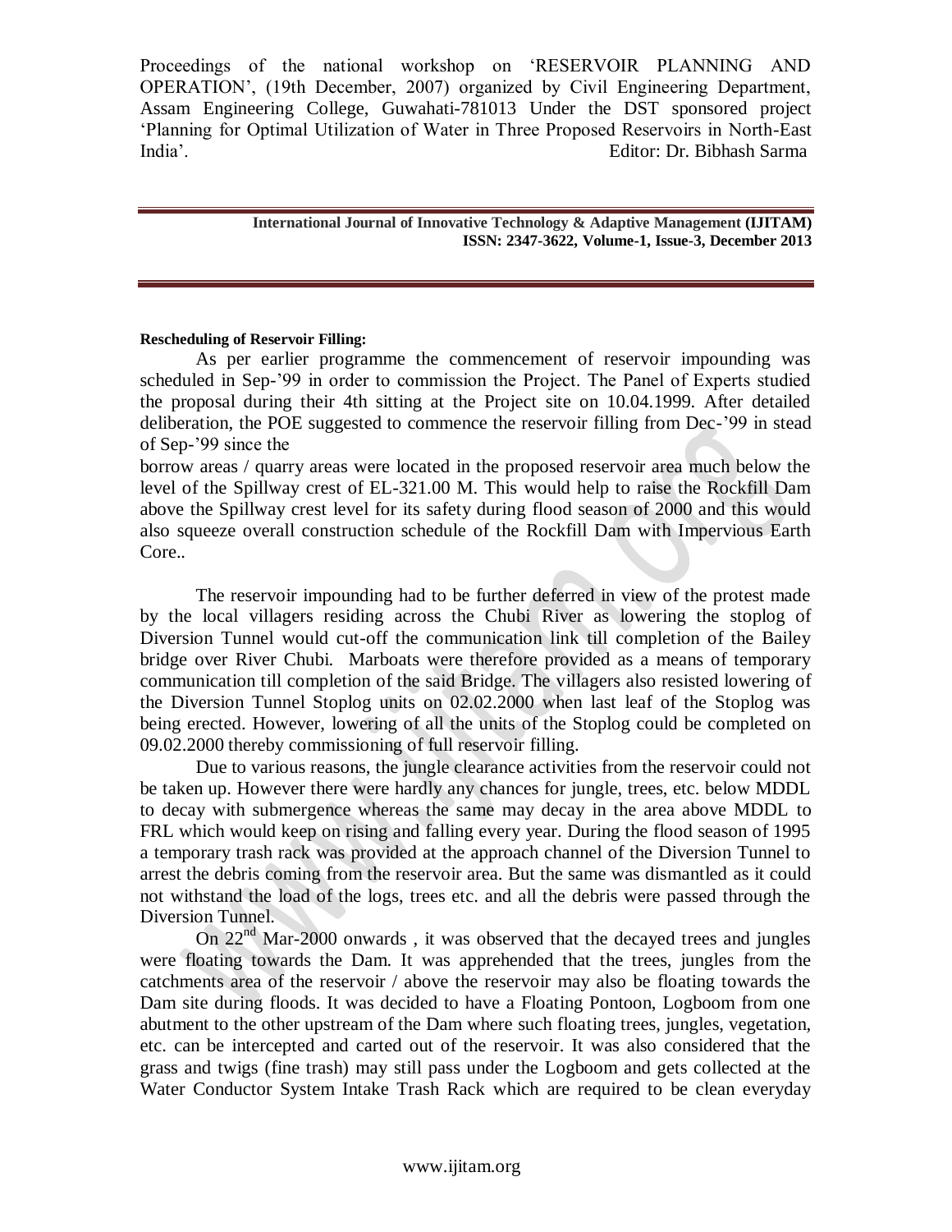**Rescheduling of Reservoir Filling:**

As per earlier programme the commencement of reservoir impounding was scheduled in Sep-'99 in order to commission the Project. The Panel of Experts studied the proposal during their 4th sitting at the Project site on 10.04.1999. After detailed deliberation, the POE suggested to commence the reservoir filling from Dec-'99 in stead of Sep-'99 since the

borrow areas / quarry areas were located in the proposed reservoir area much below the level of the Spillway crest of EL-321.00 M. This would help to raise the Rockfill Dam above the Spillway crest level for its safety during flood season of 2000 and this would also squeeze overall construction schedule of the Rockfill Dam with Impervious Earth Core..

The reservoir impounding had to be further deferred in view of the protest made by the local villagers residing across the Chubi River as lowering the stoplog of Diversion Tunnel would cut-off the communication link till completion of the Bailey bridge over River Chubi. Marboats were therefore provided as a means of temporary communication till completion of the said Bridge. The villagers also resisted lowering of the Diversion Tunnel Stoplog units on 02.02.2000 when last leaf of the Stoplog was being erected. However, lowering of all the units of the Stoplog could be completed on 09.02.2000 thereby commissioning of full reservoir filling.

Due to various reasons, the jungle clearance activities from the reservoir could not be taken up. However there were hardly any chances for jungle, trees, etc. below MDDL to decay with submergence whereas the same may decay in the area above MDDL to FRL which would keep on rising and falling every year. During the flood season of 1995 a temporary trash rack was provided at the approach channel of the Diversion Tunnel to arrest the debris coming from the reservoir area. But the same was dismantled as it could not withstand the load of the logs, trees etc. and all the debris were passed through the Diversion Tunnel.

On 22nd Mar-2000 onwards , it was observed that the decayed trees and jungles were floating towards the Dam. It was apprehended that the trees, jungles from the catchments area of the reservoir / above the reservoir may also be floating towards the Dam site during floods. It was decided to have a Floating Pontoon, Logboom from one abutment to the other upstream of the Dam where such floating trees, jungles, vegetation, etc. can be intercepted and carted out of the reservoir. It was also considered that the grass and twigs (fine trash) may still pass under the Logboom and gets collected at the Water Conductor System Intake Trash Rack which are required to be clean everyday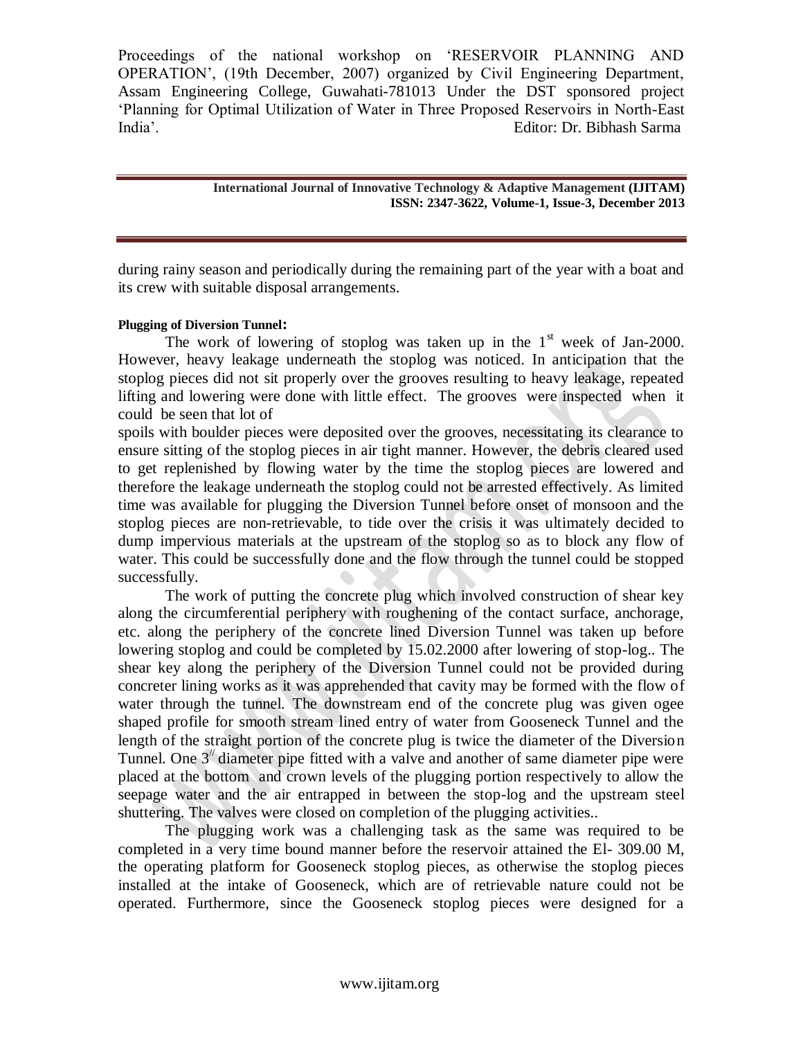during rainy season and periodically during the remaining part of the year with a boat and its crew with suitable disposal arrangements.

**Plugging of Diversion Tunnel:**

The work of lowering of stoplog was taken up in the 1st week of Jan-2000. However, heavy leakage underneath the stoplog was noticed. In anticipation that the stoplog pieces did not sit properly over the grooves resulting to heavy leakage, repeated lifting and lowering were done with little effect. The grooves were inspected when it could be seen that lot of spoils with boulder pieces were deposited over the grooves, necessitating its clearance to ensure sitting of the stoplog pieces in air tight manner. However, the debris cleared used to get replenished by flowing water by the time the stoplog pieces are lowered and therefore the leakage underneath the stoplog could not be arrested effectively. As limited time was available for plugging the Diversion Tunnel before onset of monsoon and the stoplog pieces are non-retrievable, to tide over the crisis it was ultimately decided to dump impervious materials at the upstream of the stoplog so as to block any flow of water. This could be successfully done and the flow through the tunnel could be stopped successfully.

The work of putting the concrete plug which involved construction of shear key along the circumferential periphery with roughening of the contact surface, anchorage, etc. along the periphery of the concrete lined Diversion Tunnel was taken up before lowering stoplog and could be completed by 15.02.2000 after lowering of stop-log.. The shear key along the periphery of the Diversion Tunnel could not be provided during concreter lining works as it was apprehended that cavity may be formed with the flow of water through the tunnel. The downstream end of the concrete plug was given ogee shaped profile for smooth stream lined entry of water from Gooseneck Tunnel and the length of the straight portion of the concrete plug is twice the diameter of the Diversion Tunnel. One 3″ diameter pipe fitted with a valve and another of same diameter pipe were placed at the bottom and crown levels of the plugging portion respectively to allow the seepage water and the air entrapped in between the stop-log and the upstream steel shuttering. The valves were closed on completion of the plugging activities..

The plugging work was a challenging task as the same was required to be completed in a very time bound manner before the reservoir attained the El- 309.00 M, the operating platform for Gooseneck stoplog pieces, as otherwise the stoplog pieces installed at the intake of Gooseneck, which are of retrievable nature could not be operated. Furthermore, since the Gooseneck stoplog pieces were designed for a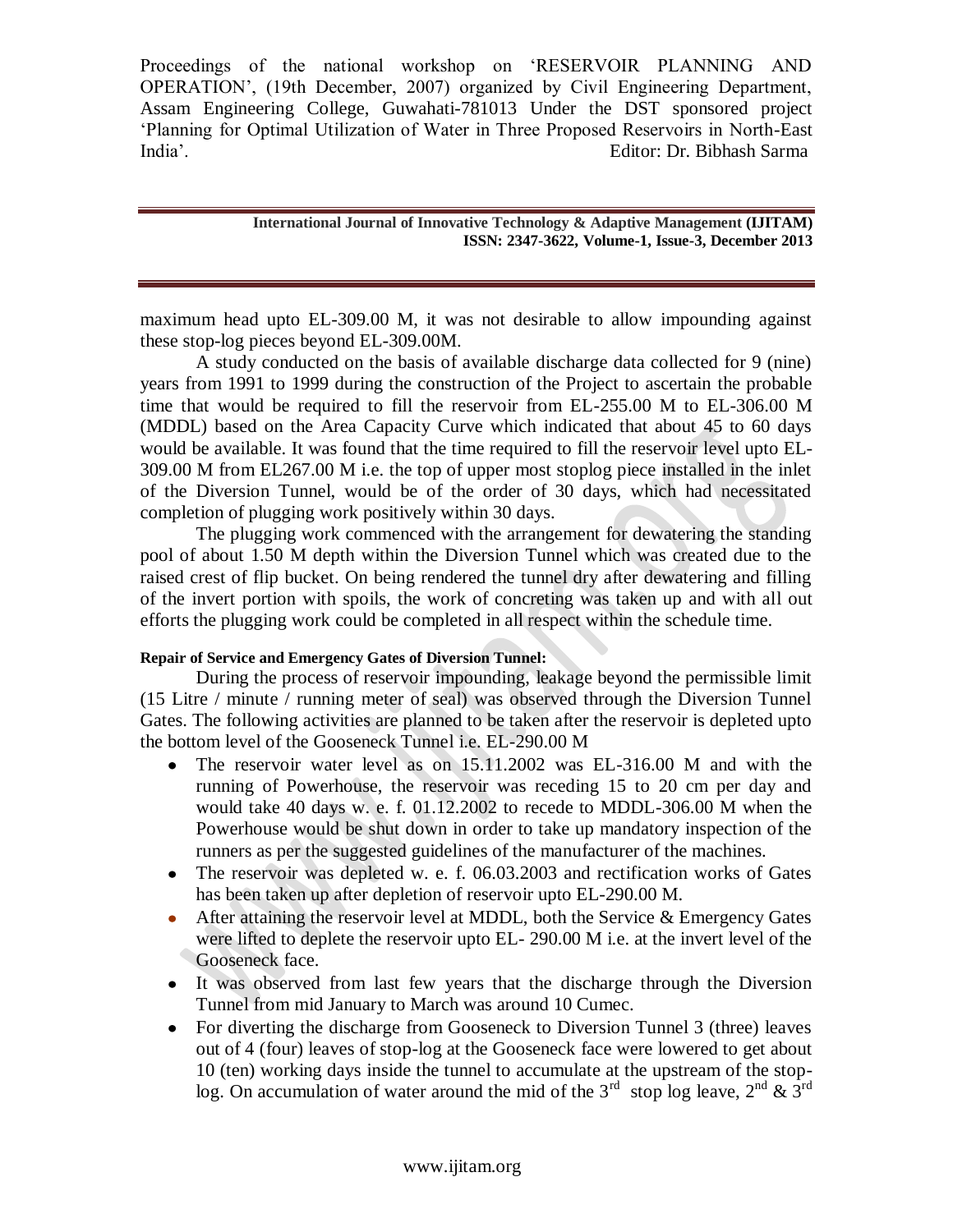maximum head upto EL-309.00 M, it was not desirable to allow impounding against these stop-log pieces beyond EL-309.00M.

A study conducted on the basis of available discharge data collected for 9 (nine) years from 1991 to 1999 during the construction of the Project to ascertain the probable time that would be required to fill the reservoir from EL-255.00 M to EL-306.00 M (MDDL) based on the Area Capacity Curve which indicated that about 45 to 60 days would be available. It was found that the time required to fill the reservoir level upto EL-309.00 M from EL267.00 M i.e. the top of upper most stoplog piece installed in the inlet of the Diversion Tunnel, would be of the order of 30 days, which had necessitated completion of plugging work positively within 30 days.

The plugging work commenced with the arrangement for dewatering the standing pool of about 1.50 M depth within the Diversion Tunnel which was created due to the raised crest of flip bucket. On being rendered the tunnel dry after dewatering and filling of the invert portion with spoils, the work of concreting was taken up and with all out efforts the plugging work could be completed in all respect within the schedule time.

**Repair of Service and Emergency Gates of Diversion Tunnel:**

During the process of reservoir impounding, leakage beyond the permissible limit (15 Litre / minute / running meter of seal) was observed through the Diversion Tunnel Gates. The following activities are planned to be taken after the reservoir is depleted upto the bottom level of the Gooseneck Tunnel i.e. EL-290.00 M

- The reservoir water level as on 15.11.2002 was EL-316.00 M and with the running of Powerhouse, the reservoir was receding 15 to 20 cm per day and would take 40 days w. e. f. 01.12.2002 to recede to MDDL-306.00 M when the Powerhouse would be shut down in order to take up mandatory inspection of the runners as per the suggested guidelines of the manufacturer of the machines.
- The reservoir was depleted w. e. f. 06.03.2003 and rectification works of Gates has been taken up after depletion of reservoir upto EL-290.00 M.
- After attaining the reservoir level at MDDL, both the Service & Emergency Gates were lifted to deplete the reservoir upto EL- 290.00 M i.e. at the invert level of the Gooseneck face.
- It was observed from last few years that the discharge through the Diversion Tunnel from mid January to March was around 10 Cumec.
- For diverting the discharge from Gooseneck to Diversion Tunnel 3 (three) leaves out of 4 (four) leaves of stop-log at the Gooseneck face were lowered to get about 10 (ten) working days inside the tunnel to accumulate at the upstream of the stop-log. On accumulation of water around the mid of the 3rd stop log leave, 2nd & 3rd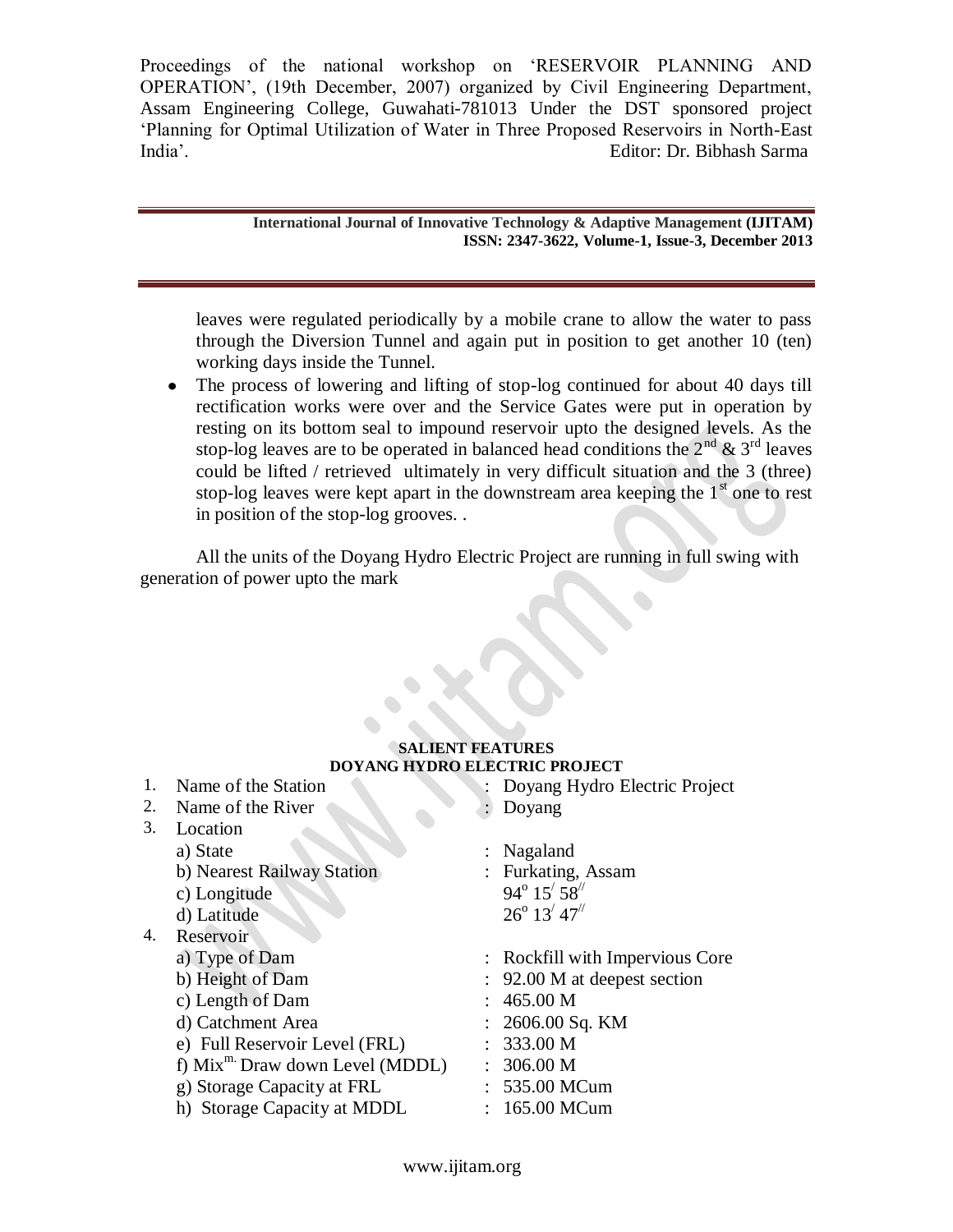leaves were regulated periodically by a mobile crane to allow the water to pass through the Diversion Tunnel and again put in position to get another 10 (ten) working days inside the Tunnel.

- The process of lowering and lifting of stop-log continued for about 40 days till rectification works were over and the Service Gates were put in operation by resting on its bottom seal to impound reservoir upto the designed levels. As the stop-log leaves are to be operated in balanced head conditions the 2nd & 3rd leaves could be lifted / retrieved ultimately in very difficult situation and the 3 (three) stop-log leaves were kept apart in the downstream area keeping the 1st one to rest in position of the stop-log grooves. .

All the units of the Doyang Hydro Electric Project are running in full swing with generation of power upto the mark

**SALIENT FEATURES**
**DOYANG HYDRO ELECTRIC PROJECT**

1. Name of the Station : Doyang Hydro Electric Project
2. Name of the River : Doyang
3. Location
   - a) State : Nagaland
   - b) Nearest Railway Station : Furkating, Assam
   - c) Longitude $94^{o}\ 15^{/}\ 58^{//}$
   - d) Latitude $26^{o}\ 13^{/}\ 47^{//}$
4. Reservoir
   - a) Type of Dam : Rockfill with Impervious Core
   - b) Height of Dam : 92.00 M at deepest section
   - c) Length of Dam : 465.00 M
   - d) Catchment Area : 2606.00 Sq. KM
   - e) Full Reservoir Level (FRL) : 333.00 M
   - f) Mix$^{m.}$ Draw down Level (MDDL) : 306.00 M
   - g) Storage Capacity at FRL : 535.00 MCum
   - h) Storage Capacity at MDDL : 165.00 MCum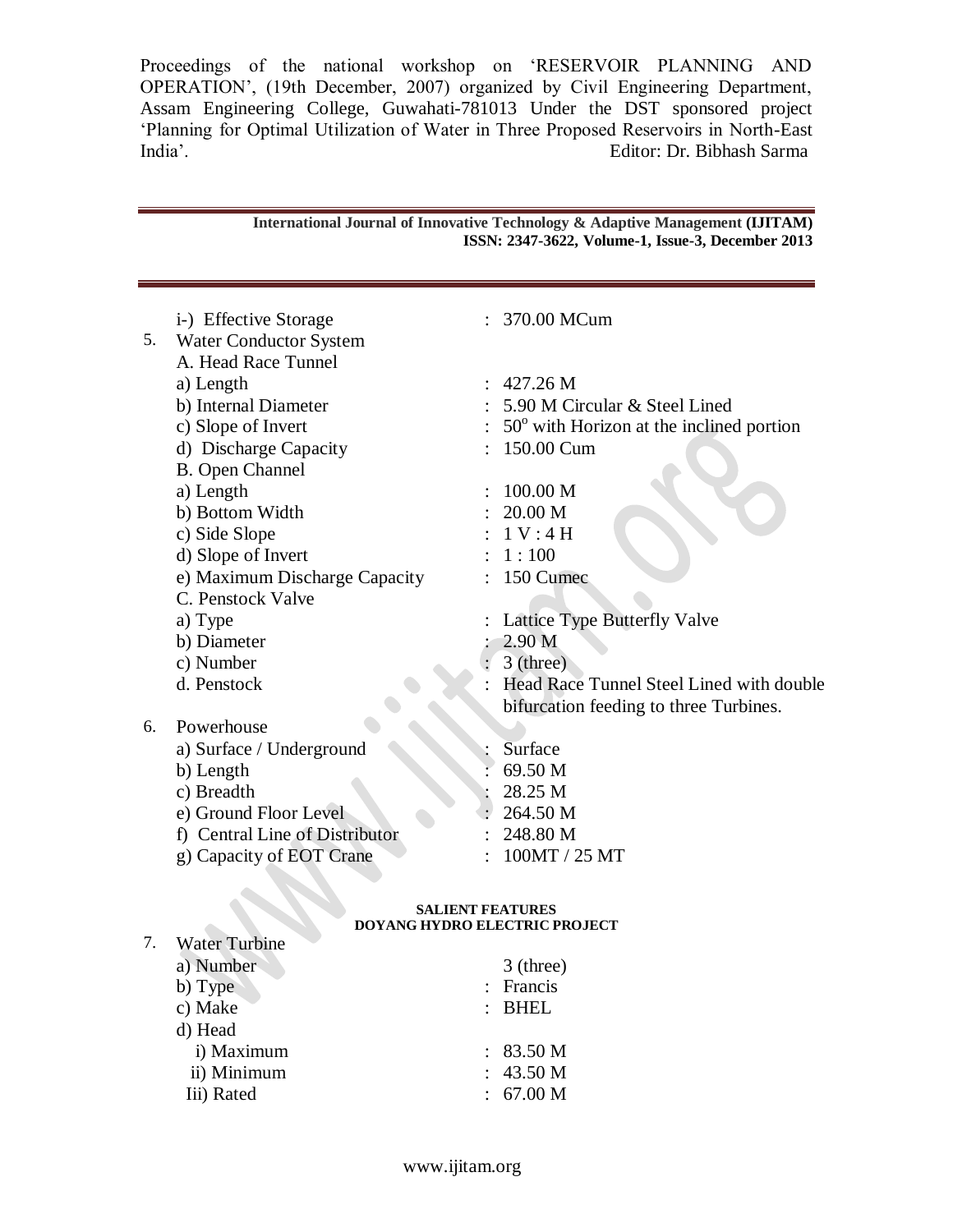i-) Effective Storage : 370.00 MCum

5. Water Conductor System

A. Head Race Tunnel

a) Length : 427.26 M

b) Internal Diameter : 5.90 M Circular & Steel Lined

c) Slope of Invert : $50^{o}$ with Horizon at the inclined portion

d) Discharge Capacity : 150.00 Cum

B. Open Channel

a) Length : 100.00 M

b) Bottom Width : 20.00 M

c) Side Slope : 1 V : 4 H

d) Slope of Invert : 1 : 100

e) Maximum Discharge Capacity : 150 Cumec

C. Penstock Valve

a) Type : Lattice Type Butterfly Valve

b) Diameter : 2.90 M

c) Number : 3 (three)

d. Penstock : Head Race Tunnel Steel Lined with double bifurcation feeding to three Turbines.

6. Powerhouse

a) Surface / Underground : Surface

b) Length : 69.50 M

c) Breadth : 28.25 M

e) Ground Floor Level : 264.50 M

f) Central Line of Distributor : 248.80 M

g) Capacity of EOT Crane : 100MT / 25 MT

**SALIENT FEATURES**
**DOYANG HYDRO ELECTRIC PROJECT**

7. Water Turbine

a) Number 3 (three)

b) Type : Francis

c) Make : BHEL

d) Head

i) Maximum : 83.50 M

ii) Minimum : 43.50 M

Iii) Rated : 67.00 M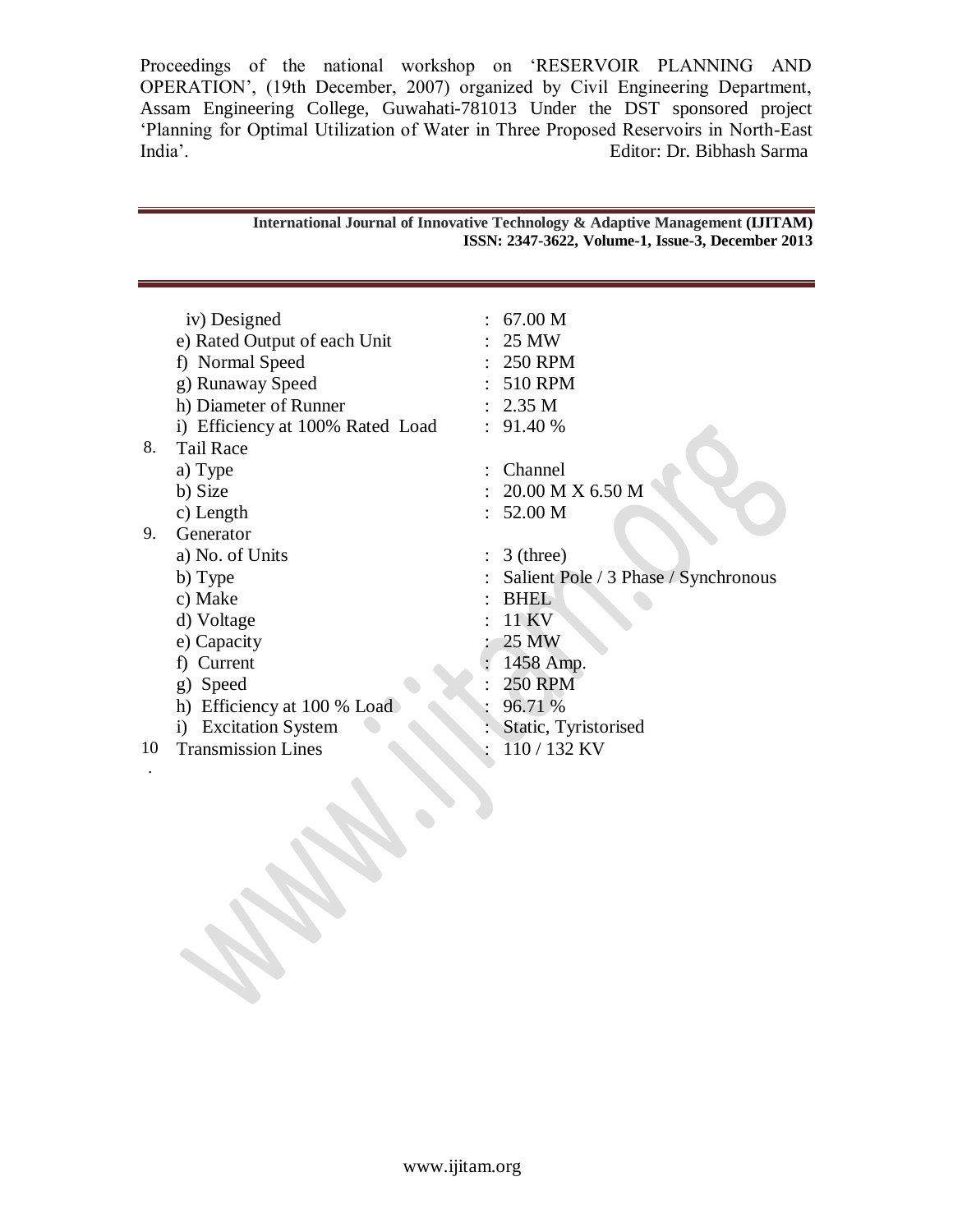| | | | |
|---|---|---|---|
| | iv) Designed | : | 67.00 M |
| | e) Rated Output of each Unit | : | 25 MW |
| | f) Normal Speed | : | 250 RPM |
| | g) Runaway Speed | : | 510 RPM |
| | h) Diameter of Runner | : | 2.35 M |
| | i) Efficiency at 100% Rated Load | : | 91.40 % |
| 8. | Tail Race | | |
| | a) Type | : | Channel |
| | b) Size | : | 20.00 M X 6.50 M |
| | c) Length | : | 52.00 M |
| 9. | Generator | | |
| | a) No. of Units | : | 3 (three) |
| | b) Type | : | Salient Pole / 3 Phase / Synchronous |
| | c) Make | : | BHEL |
| | d) Voltage | : | 11 KV |
| | e) Capacity | : | 25 MW |
| | f) Current | : | 1458 Amp. |
| | g) Speed | : | 250 RPM |
| | h) Efficiency at 100 % Load | : | 96.71 % |
| | i) Excitation System | : | Static, Tyristorised |
| 10. | Transmission Lines | : | 110 / 132 KV |